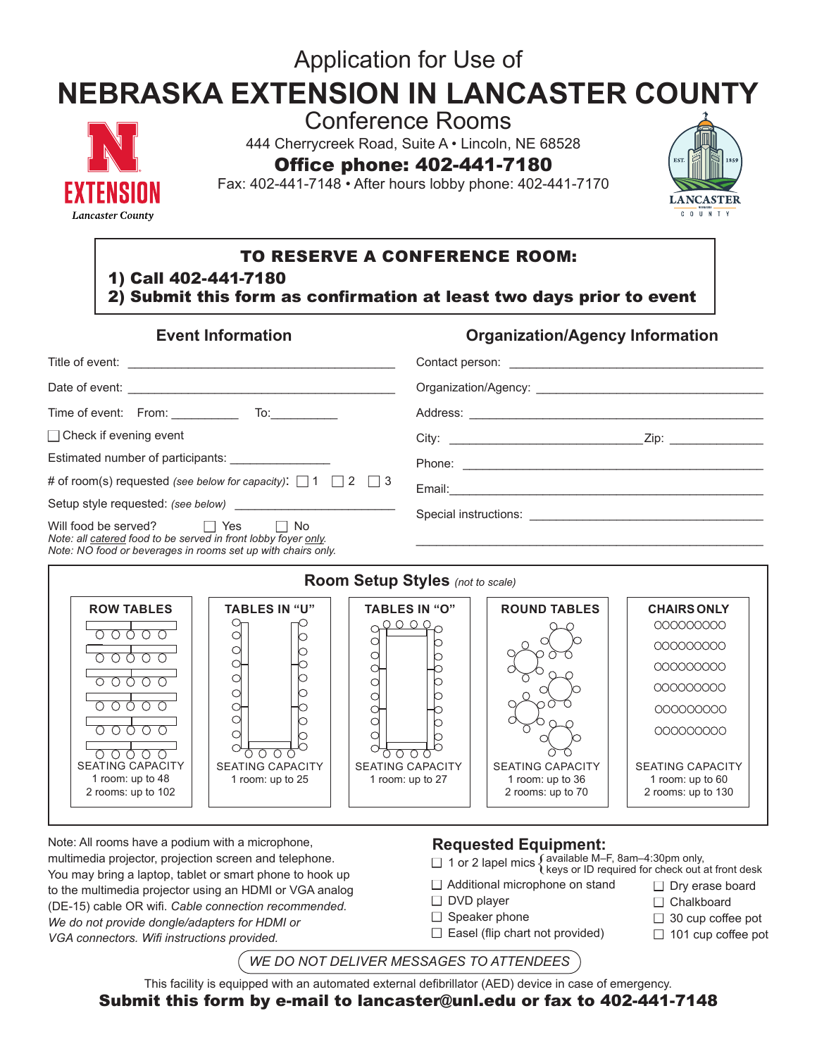Application for Use of

# NEBRASKA EXTENSION IN LANCASTER COUNTY

## Conference Rooms

444 Cherrycreek Road, Suite A • Lincoln, NE 68528

**Office phone: 402-441-7180**

Fax: 402-441-7148 • After hours lobby phone: 402-441-7170

EXTENSION
Lancaster County

LANCASTER COUNTY — EST. 1859

---

**TO RESERVE A CONFERENCE ROOM:**

**1) Call 402-441-7180**

**2) Submit this form as confirmation at least two days prior to event**

---

### Event Information

Title of event: ________________________________________

Date of event: ________________________________________

Time of event: From: __________ To: __________

☐ Check if evening event

Estimated number of participants: _______________

# of room(s) requested *(see below for capacity)*: ☐ 1 ☐ 2 ☐ 3

Setup style requested: *(see below)* ______________________

Will food be served? ☐ Yes ☐ No

*Note: all catered food to be served in front lobby foyer only.*
*Note: NO food or beverages in rooms set up with chairs only.*

### Organization/Agency Information

Contact person: ________________________________________

Organization/Agency: ___________________________________

Address: ______________________________________________

City: ____________________________ Zip: _______________

Phone: ________________________________________________

Email: ________________________________________________

Special instructions: ____________________________________

_______________________________________________________

### Room Setup Styles *(not to scale)*

| ROW TABLES | TABLES IN "U" | TABLES IN "O" | ROUND TABLES | CHAIRS ONLY |
|---|---|---|---|---|
| SEATING CAPACITY<br>1 room: up to 48<br>2 rooms: up to 102 | SEATING CAPACITY<br>1 room: up to 25 | SEATING CAPACITY<br>1 room: up to 27 | SEATING CAPACITY<br>1 room: up to 36<br>2 rooms: up to 70 | SEATING CAPACITY<br>1 room: up to 60<br>2 rooms: up to 130 |

Note: All rooms have a podium with a microphone, multimedia projector, projection screen and telephone. You may bring a laptop, tablet or smart phone to hook up to the multimedia projector using an HDMI or VGA analog (DE-15) cable OR wifi. *Cable connection recommended. We do not provide dongle/adapters for HDMI or VGA connectors. Wifi instructions provided.*

### Requested Equipment:

- ☐ 1 or 2 lapel mics { available M–F, 8am–4:30pm only, keys or ID required for check out at front desk
- ☐ Additional microphone on stand
- ☐ DVD player
- ☐ Speaker phone
- ☐ Easel (flip chart not provided)
- ☐ Dry erase board
- ☐ Chalkboard
- ☐ 30 cup coffee pot
- ☐ 101 cup coffee pot

*WE DO NOT DELIVER MESSAGES TO ATTENDEES*

This facility is equipped with an automated external defibrillator (AED) device in case of emergency.

**Submit this form by e-mail to lancaster@unl.edu or fax to 402-441-7148**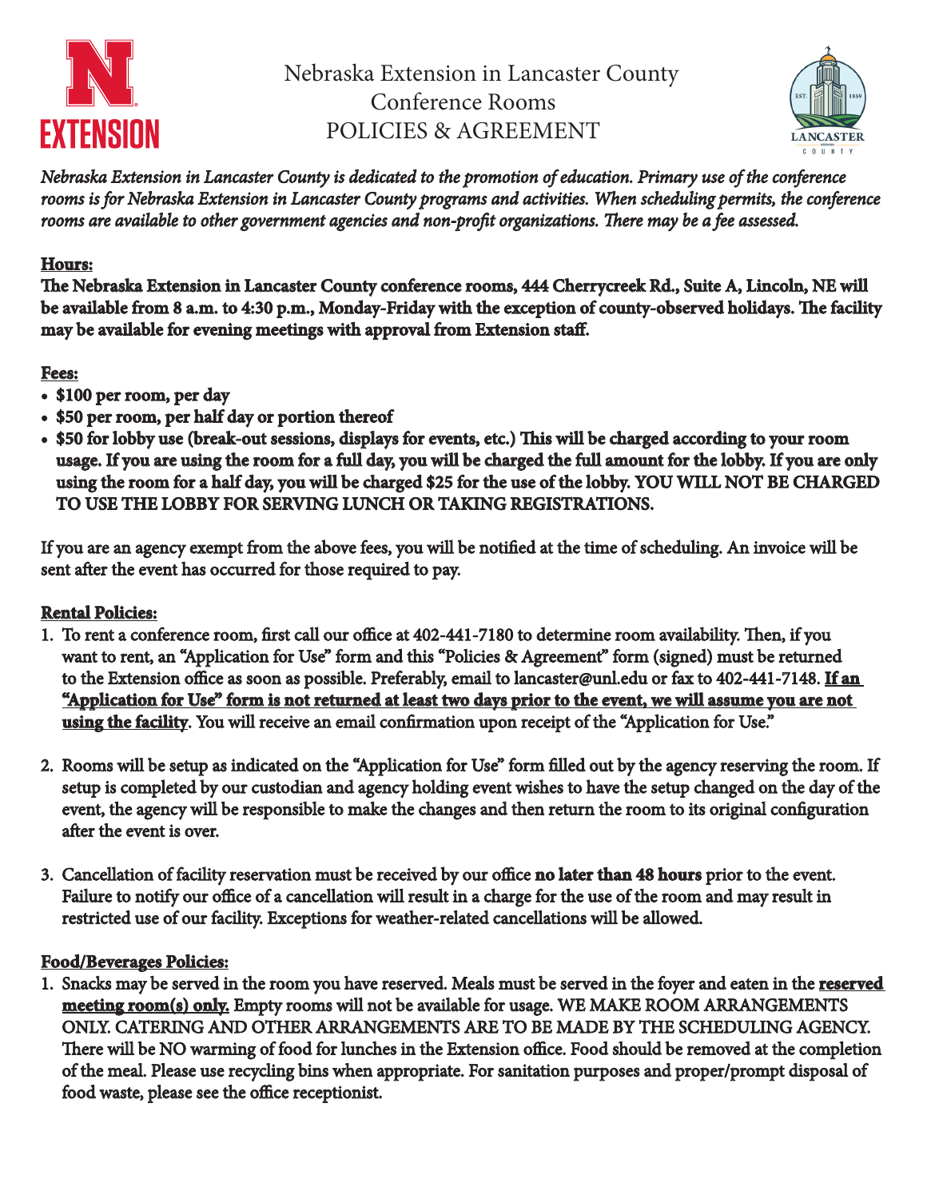# Nebraska Extension in Lancaster County Conference Rooms POLICIES & AGREEMENT

*Nebraska Extension in Lancaster County is dedicated to the promotion of education. Primary use of the conference rooms is for Nebraska Extension in Lancaster County programs and activities. When scheduling permits, the conference rooms are available to other government agencies and non-profit organizations. There may be a fee assessed.*

## Hours:

**The Nebraska Extension in Lancaster County conference rooms, 444 Cherrycreek Rd., Suite A, Lincoln, NE will be available from 8 a.m. to 4:30 p.m., Monday-Friday with the exception of county-observed holidays. The facility may be available for evening meetings with approval from Extension staff.**

## Fees:

- **$100 per room, per day**
- **$50 per room, per half day or portion thereof**
- **$50 for lobby use (break-out sessions, displays for events, etc.) This will be charged according to your room usage. If you are using the room for a full day, you will be charged the full amount for the lobby. If you are only using the room for a half day, you will be charged $25 for the use of the lobby. YOU WILL NOT BE CHARGED TO USE THE LOBBY FOR SERVING LUNCH OR TAKING REGISTRATIONS.**

If you are an agency exempt from the above fees, you will be notified at the time of scheduling. An invoice will be sent after the event has occurred for those required to pay.

## Rental Policies:

1. To rent a conference room, first call our office at 402-441-7180 to determine room availability. Then, if you want to rent, an "Application for Use" form and this "Policies & Agreement" form (signed) must be returned to the Extension office as soon as possible. Preferably, email to lancaster@unl.edu or fax to 402-441-7148. **If an "Application for Use" form is not returned at least two days prior to the event, we will assume you are not using the facility**. You will receive an email confirmation upon receipt of the "Application for Use."

2. Rooms will be setup as indicated on the "Application for Use" form filled out by the agency reserving the room. If setup is completed by our custodian and agency holding event wishes to have the setup changed on the day of the event, the agency will be responsible to make the changes and then return the room to its original configuration after the event is over.

3. Cancellation of facility reservation must be received by our office **no later than 48 hours** prior to the event. Failure to notify our office of a cancellation will result in a charge for the use of the room and may result in restricted use of our facility. Exceptions for weather-related cancellations will be allowed.

## Food/Beverages Policies:

1. Snacks may be served in the room you have reserved. Meals must be served in the foyer and eaten in the **reserved meeting room(s) only.** Empty rooms will not be available for usage. WE MAKE ROOM ARRANGEMENTS ONLY. CATERING AND OTHER ARRANGEMENTS ARE TO BE MADE BY THE SCHEDULING AGENCY. There will be NO warming of food for lunches in the Extension office. Food should be removed at the completion of the meal. Please use recycling bins when appropriate. For sanitation purposes and proper/prompt disposal of food waste, please see the office receptionist.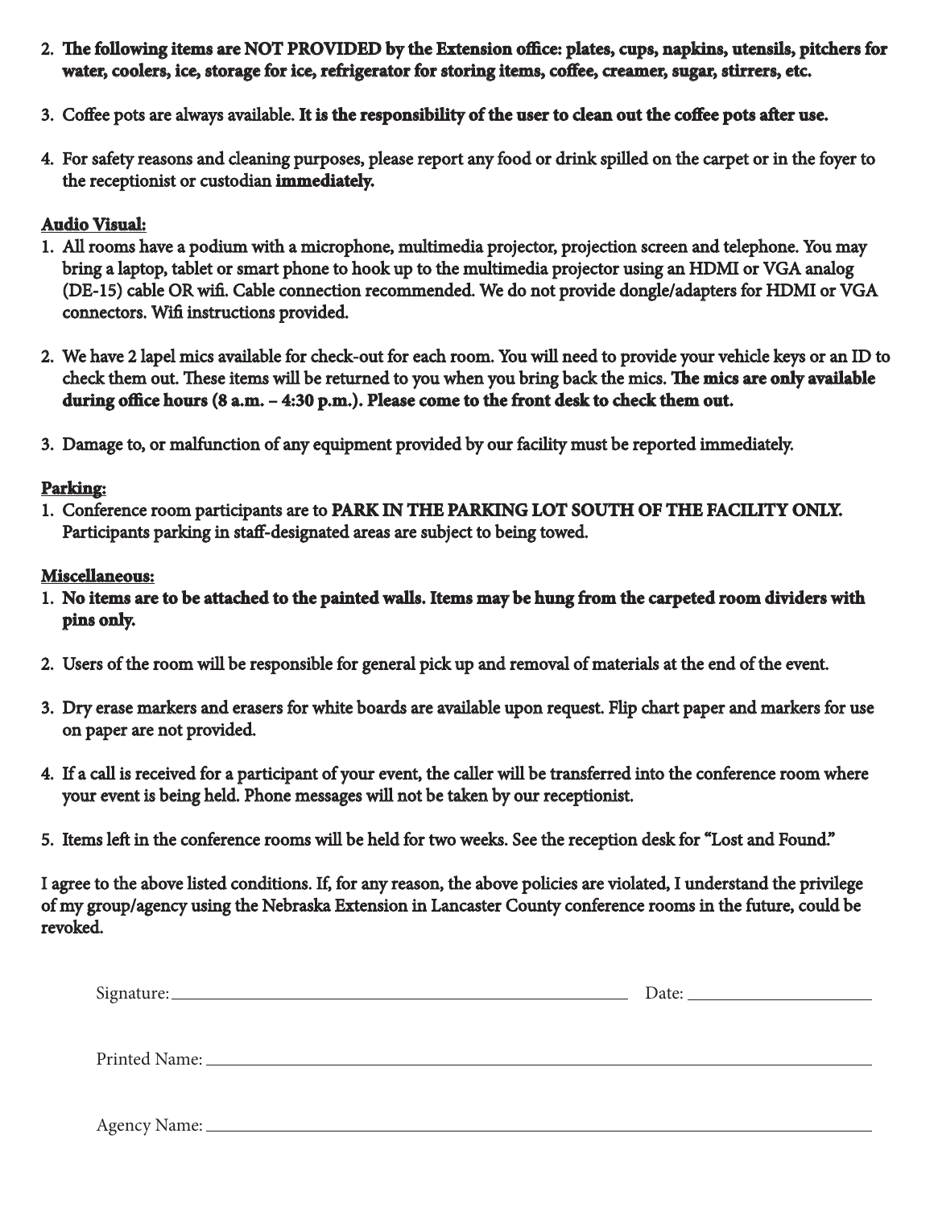2. **The following items are NOT PROVIDED by the Extension office: plates, cups, napkins, utensils, pitchers for water, coolers, ice, storage for ice, refrigerator for storing items, coffee, creamer, sugar, stirrers, etc.**

3. Coffee pots are always available. **It is the responsibility of the user to clean out the coffee pots after use.**

4. For safety reasons and cleaning purposes, please report any food or drink spilled on the carpet or in the foyer to the receptionist or custodian **immediately.**

**Audio Visual:**

1. All rooms have a podium with a microphone, multimedia projector, projection screen and telephone. You may bring a laptop, tablet or smart phone to hook up to the multimedia projector using an HDMI or VGA analog (DE-15) cable OR wifi. Cable connection recommended. We do not provide dongle/adapters for HDMI or VGA connectors. Wifi instructions provided.

2. We have 2 lapel mics available for check-out for each room. You will need to provide your vehicle keys or an ID to check them out. These items will be returned to you when you bring back the mics. **The mics are only available during office hours (8 a.m. – 4:30 p.m.). Please come to the front desk to check them out.**

3. Damage to, or malfunction of any equipment provided by our facility must be reported immediately.

**Parking:**

1. Conference room participants are to **PARK IN THE PARKING LOT SOUTH OF THE FACILITY ONLY.** Participants parking in staff-designated areas are subject to being towed.

**Miscellaneous:**

1. **No items are to be attached to the painted walls. Items may be hung from the carpeted room dividers with pins only.**

2. Users of the room will be responsible for general pick up and removal of materials at the end of the event.

3. Dry erase markers and erasers for white boards are available upon request. Flip chart paper and markers for use on paper are not provided.

4. If a call is received for a participant of your event, the caller will be transferred into the conference room where your event is being held. Phone messages will not be taken by our receptionist.

5. Items left in the conference rooms will be held for two weeks. See the reception desk for "Lost and Found."

**I agree to the above listed conditions. If, for any reason, the above policies are violated, I understand the privilege of my group/agency using the Nebraska Extension in Lancaster County conference rooms in the future, could be revoked.**

Signature: ______________________________ Date: ______________

Printed Name: ______________________________

Agency Name: ______________________________